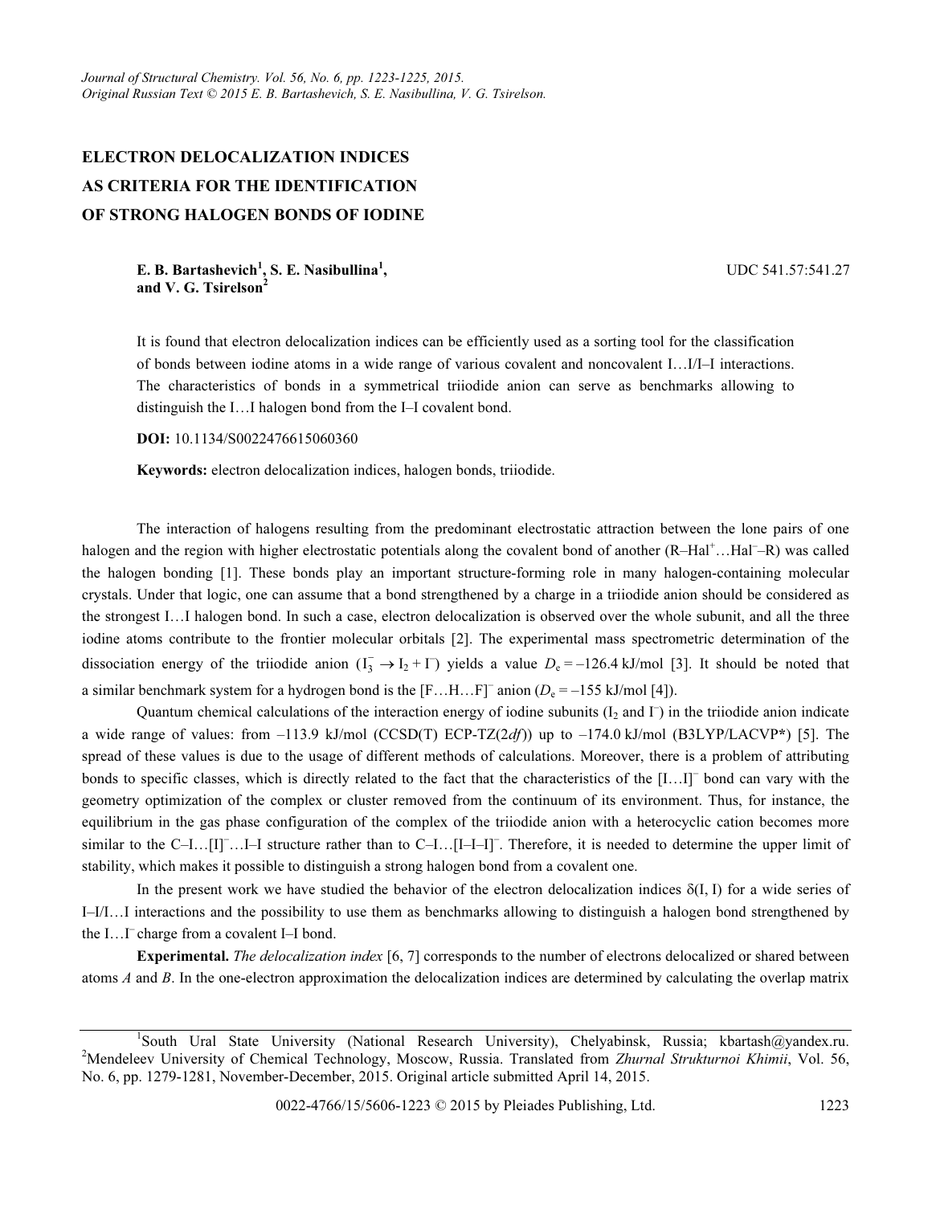# ELECTRON DELOCALIZATION INDICES AS CRITERIA FOR THE IDENTIFICATION OF STRONG HALOGEN BONDS OF IODINE

**E. B. Bartashevich[1], S. E. Nasibullina[1], and V. G. Tsirelson[2]**

UDC 541.57:541.27

It is found that electron delocalization indices can be efficiently used as a sorting tool for the classification of bonds between iodine atoms in a wide range of various covalent and noncovalent I…I/I–I interactions. The characteristics of bonds in a symmetrical triiodide anion can serve as benchmarks allowing to distinguish the I…I halogen bond from the I–I covalent bond.

**DOI:** 10.1134/S0022476615060360

**Keywords:** electron delocalization indices, halogen bonds, triiodide.

The interaction of halogens resulting from the predominant electrostatic attraction between the lone pairs of one halogen and the region with higher electrostatic potentials along the covalent bond of another ($R–Hal^{+}…Hal^{-}–R$) was called the halogen bonding [1]. These bonds play an important structure-forming role in many halogen-containing molecular crystals. Under that logic, one can assume that a bond strengthened by a charge in a triiodide anion should be considered as the strongest I…I halogen bond. In such a case, electron delocalization is observed over the whole subunit, and all the three iodine atoms contribute to the frontier molecular orbitals [2]. The experimental mass spectrometric determination of the dissociation energy of the triiodide anion ($I_3^- \rightarrow I_2 + I^-$) yields a value $D_e = -126.4$ kJ/mol [3]. It should be noted that a similar benchmark system for a hydrogen bond is the $[F…H…F]^-$ anion ($D_e = -155$ kJ/mol [4]).

Quantum chemical calculations of the interaction energy of iodine subunits ($I_2$ and $I^-$) in the triiodide anion indicate a wide range of values: from –113.9 kJ/mol (CCSD(T) ECP-TZ(2*df*)) up to –174.0 kJ/mol (B3LYP/LACVP*) [5]. The spread of these values is due to the usage of different methods of calculations. Moreover, there is a problem of attributing bonds to specific classes, which is directly related to the fact that the characteristics of the $[I…I]^-$ bond can vary with the geometry optimization of the complex or cluster removed from the continuum of its environment. Thus, for instance, the equilibrium in the gas phase configuration of the complex of the triiodide anion with a heterocyclic cation becomes more similar to the $C–I…[I]^-…I–I$ structure rather than to $C–I…[I–I–I]^-$. Therefore, it is needed to determine the upper limit of stability, which makes it possible to distinguish a strong halogen bond from a covalent one.

In the present work we have studied the behavior of the electron delocalization indices $\delta(I, I)$ for a wide series of I–I/I…I interactions and the possibility to use them as benchmarks allowing to distinguish a halogen bond strengthened by the $I…I^-$ charge from a covalent I–I bond.

**Experimental.** *The delocalization index* [6, 7] corresponds to the number of electrons delocalized or shared between atoms *A* and *B*. In the one-electron approximation the delocalization indices are determined by calculating the overlap matrix

---

[1]South Ural State University (National Research University), Chelyabinsk, Russia; kbartash@yandex.ru. [2]Mendeleev University of Chemical Technology, Moscow, Russia. Translated from *Zhurnal Strukturnoi Khimii*, Vol. 56, No. 6, pp. 1279-1281, November-December, 2015. Original article submitted April 14, 2015.

0022-4766/15/5606-1223 © 2015 by Pleiades Publishing, Ltd.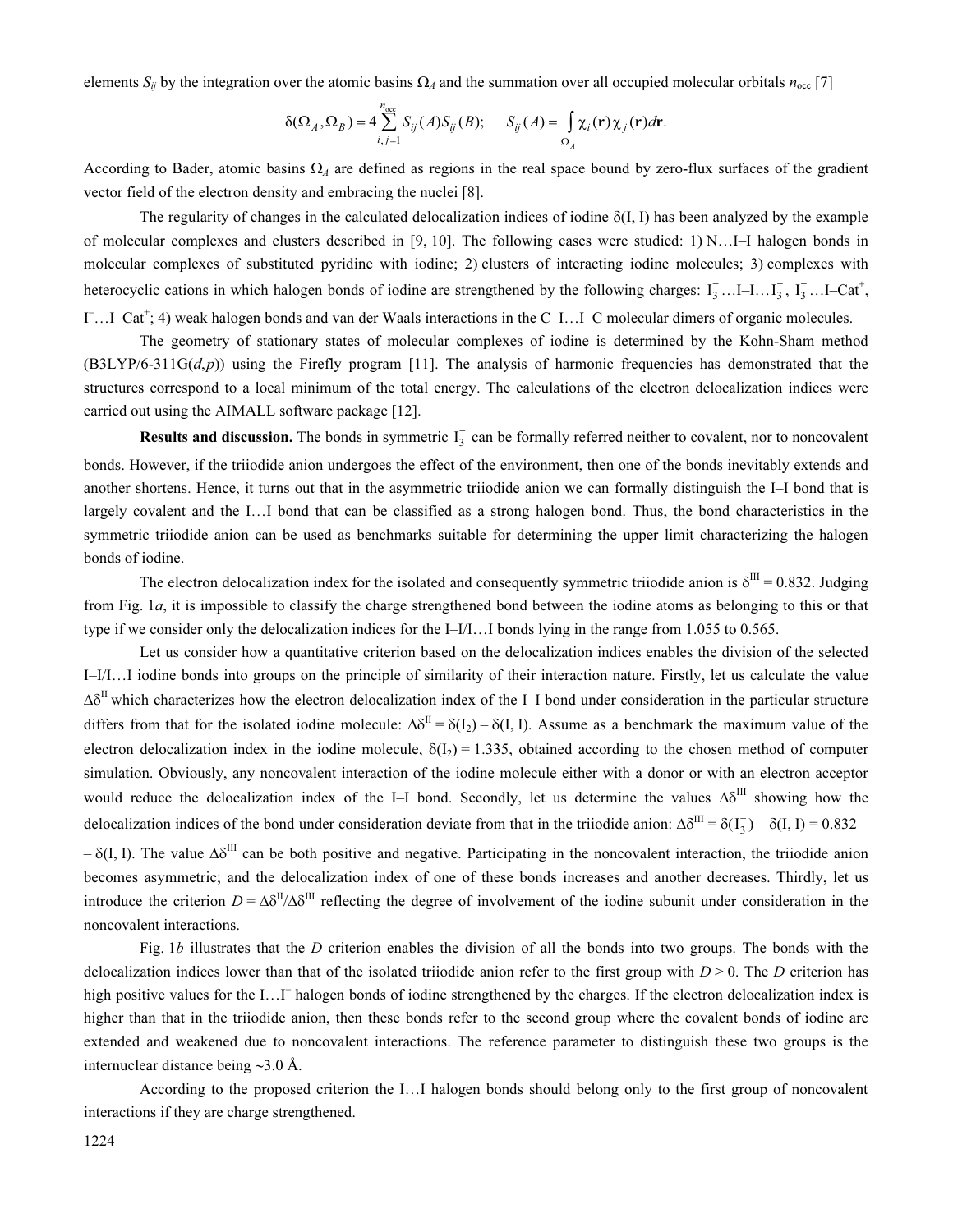elements $S_{ij}$ by the integration over the atomic basins $\Omega_A$ and the summation over all occupied molecular orbitals $n_{occ}$ [7]

$$\delta(\Omega_A, \Omega_B) = 4\sum_{i,j=1}^{n_{occ}} S_{ij}(A)S_{ij}(B); \qquad S_{ij}(A) = \int_{\Omega_A} \chi_i(\mathbf{r})\chi_j(\mathbf{r})d\mathbf{r}.$$

According to Bader, atomic basins $\Omega_A$ are defined as regions in the real space bound by zero-flux surfaces of the gradient vector field of the electron density and embracing the nuclei [8].

The regularity of changes in the calculated delocalization indices of iodine δ(I, I) has been analyzed by the example of molecular complexes and clusters described in [9, 10]. The following cases were studied: 1) N…I–I halogen bonds in molecular complexes of substituted pyridine with iodine; 2) clusters of interacting iodine molecules; 3) complexes with heterocyclic cations in which halogen bonds of iodine are strengthened by the following charges: $I_3^-$…I–I…$I_3^-$, $I_3^-$…I–Cat$^+$, I$^-$…I–Cat$^+$; 4) weak halogen bonds and van der Waals interactions in the C–I…I–C molecular dimers of organic molecules.

The geometry of stationary states of molecular complexes of iodine is determined by the Kohn-Sham method (B3LYP/6-311G(*d*,*p*)) using the Firefly program [11]. The analysis of harmonic frequencies has demonstrated that the structures correspond to a local minimum of the total energy. The calculations of the electron delocalization indices were carried out using the AIMALL software package [12].

**Results and discussion.** The bonds in symmetric $I_3^-$ can be formally referred neither to covalent, nor to noncovalent bonds. However, if the triiodide anion undergoes the effect of the environment, then one of the bonds inevitably extends and another shortens. Hence, it turns out that in the asymmetric triiodide anion we can formally distinguish the I–I bond that is largely covalent and the I…I bond that can be classified as a strong halogen bond. Thus, the bond characteristics in the symmetric triiodide anion can be used as benchmarks suitable for determining the upper limit characterizing the halogen bonds of iodine.

The electron delocalization index for the isolated and consequently symmetric triiodide anion is $\delta^{III} = 0.832$. Judging from Fig. 1*a*, it is impossible to classify the charge strengthened bond between the iodine atoms as belonging to this or that type if we consider only the delocalization indices for the I–I/I…I bonds lying in the range from 1.055 to 0.565.

Let us consider how a quantitative criterion based on the delocalization indices enables the division of the selected I–I/I…I iodine bonds into groups on the principle of similarity of their interaction nature. Firstly, let us calculate the value $\Delta\delta^{II}$ which characterizes how the electron delocalization index of the I–I bond under consideration in the particular structure differs from that for the isolated iodine molecule: $\Delta\delta^{II} = \delta(I_2) - \delta(I, I)$. Assume as a benchmark the maximum value of the electron delocalization index in the iodine molecule, $\delta(I_2) = 1.335$, obtained according to the chosen method of computer simulation. Obviously, any noncovalent interaction of the iodine molecule either with a donor or with an electron acceptor would reduce the delocalization index of the I–I bond. Secondly, let us determine the values $\Delta\delta^{III}$ showing how the delocalization indices of the bond under consideration deviate from that in the triiodide anion: $\Delta\delta^{III} = \delta(I_3^-) - \delta(I, I) = 0.832 - \delta(I, I)$. The value $\Delta\delta^{III}$ can be both positive and negative. Participating in the noncovalent interaction, the triiodide anion becomes asymmetric; and the delocalization index of one of these bonds increases and another decreases. Thirdly, let us introduce the criterion $D = \Delta\delta^{II}/\Delta\delta^{III}$ reflecting the degree of involvement of the iodine subunit under consideration in the noncovalent interactions.

Fig. 1*b* illustrates that the *D* criterion enables the division of all the bonds into two groups. The bonds with the delocalization indices lower than that of the isolated triiodide anion refer to the first group with $D > 0$. The *D* criterion has high positive values for the I…I$^-$ halogen bonds of iodine strengthened by the charges. If the electron delocalization index is higher than that in the triiodide anion, then these bonds refer to the second group where the covalent bonds of iodine are extended and weakened due to noncovalent interactions. The reference parameter to distinguish these two groups is the internuclear distance being ~3.0 Å.

According to the proposed criterion the I…I halogen bonds should belong only to the first group of noncovalent interactions if they are charge strengthened.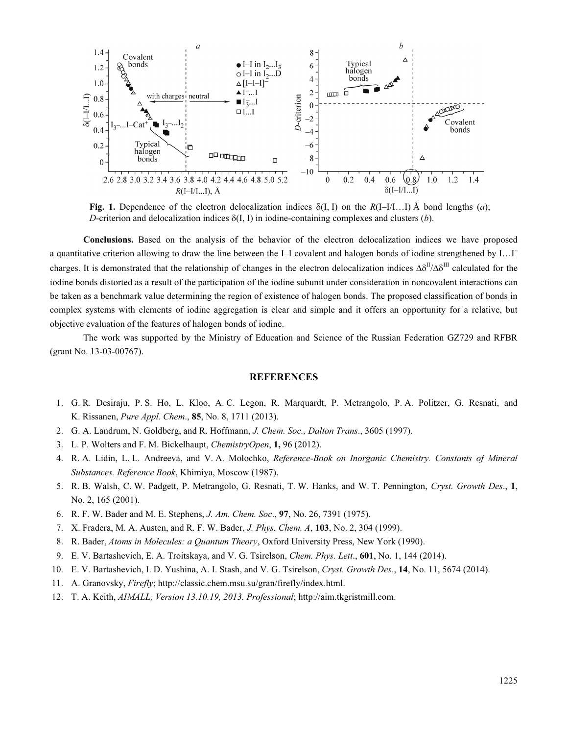a

1.4
1.2
1.0
0.8
0.6
0.4
0.2
0

Covalent bonds

● I–I in $I_2$...$I_3$
○ I–I in $I_2$...D
△ $[I–I–I]^-$
▲ $I^-$...I
■ $I_3^-$...I
□ I...I

with charges | neutral

$I_3$–...I–Cat$^+$

$I_3$–...$I_2$

Typical halogen bonds

δ(I–I/I...I)

2.6 2.8 3.0 3.2 3.4 3.6 3.8 4.0 4.2 4.4 4.6 4.8 5.0 5.2

R(I–I/I...I), Å

b

8
6
4
2
0
−2
−4
−6
−8
−10

Typical halogen bonds

D-criterion

Covalent bonds

0 0.2 0.4 0.6 0.8 1.0 1.2 1.4

δ(I–I/I...I)

**Fig. 1.** Dependence of the electron delocalization indices δ(I, I) on the *R*(I–I/I…I) Å bond lengths (*a*); *D*-criterion and delocalization indices δ(I, I) in iodine-containing complexes and clusters (*b*).

**Conclusions.** Based on the analysis of the behavior of the electron delocalization indices we have proposed a quantitative criterion allowing to draw the line between the I–I covalent and halogen bonds of iodine strengthened by I…$I^-$ charges. It is demonstrated that the relationship of changes in the electron delocalization indices $\Delta\delta^{II}/\Delta\delta^{III}$ calculated for the iodine bonds distorted as a result of the participation of the iodine subunit under consideration in noncovalent interactions can be taken as a benchmark value determining the region of existence of halogen bonds. The proposed classification of bonds in complex systems with elements of iodine aggregation is clear and simple and it offers an opportunity for a relative, but objective evaluation of the features of halogen bonds of iodine.

The work was supported by the Ministry of Education and Science of the Russian Federation GZ729 and RFBR (grant No. 13-03-00767).

## REFERENCES

1. G. R. Desiraju, P. S. Ho, L. Kloo, A. C. Legon, R. Marquardt, P. Metrangolo, P. A. Politzer, G. Resnati, and K. Rissanen, *Pure Appl. Chem*., **85**, No. 8, 1711 (2013).
2. G. A. Landrum, N. Goldberg, and R. Hoffmann, *J. Chem. Soc., Dalton Trans*., 3605 (1997).
3. L. P. Wolters and F. M. Bickelhaupt, *ChemistryOpen*, **1,** 96 (2012).
4. R. A. Lidin, L. L. Andreeva, and V. A. Molochko, *Reference-Book on Inorganic Chemistry. Constants of Mineral Substances. Reference Book*, Khimiya, Moscow (1987).
5. R. B. Walsh, C. W. Padgett, P. Metrangolo, G. Resnati, T. W. Hanks, and W. T. Pennington, *Cryst. Growth Des*., **1**, No. 2, 165 (2001).
6. R. F. W. Bader and M. E. Stephens, *J. Am. Chem. Soc*., **97**, No. 26, 7391 (1975).
7. X. Fradera, M. A. Austen, and R. F. W. Bader, *J. Phys. Chem. A*, **103**, No. 2, 304 (1999).
8. R. Bader, *Atoms in Molecules: a Quantum Theory*, Oxford University Press, New York (1990).
9. E. V. Bartashevich, E. A. Troitskaya, and V. G. Tsirelson, *Chem. Phys. Lett*., **601**, No. 1, 144 (2014).
10. E. V. Bartashevich, I. D. Yushina, A. I. Stash, and V. G. Tsirelson, *Cryst. Growth Des*., **14**, No. 11, 5674 (2014).
11. A. Granovsky, *Firefly*; http://classic.chem.msu.su/gran/firefly/index.html.
12. T. A. Keith, *AIMALL, Version 13.10.19, 2013. Professional*; http://aim.tkgristmill.com.